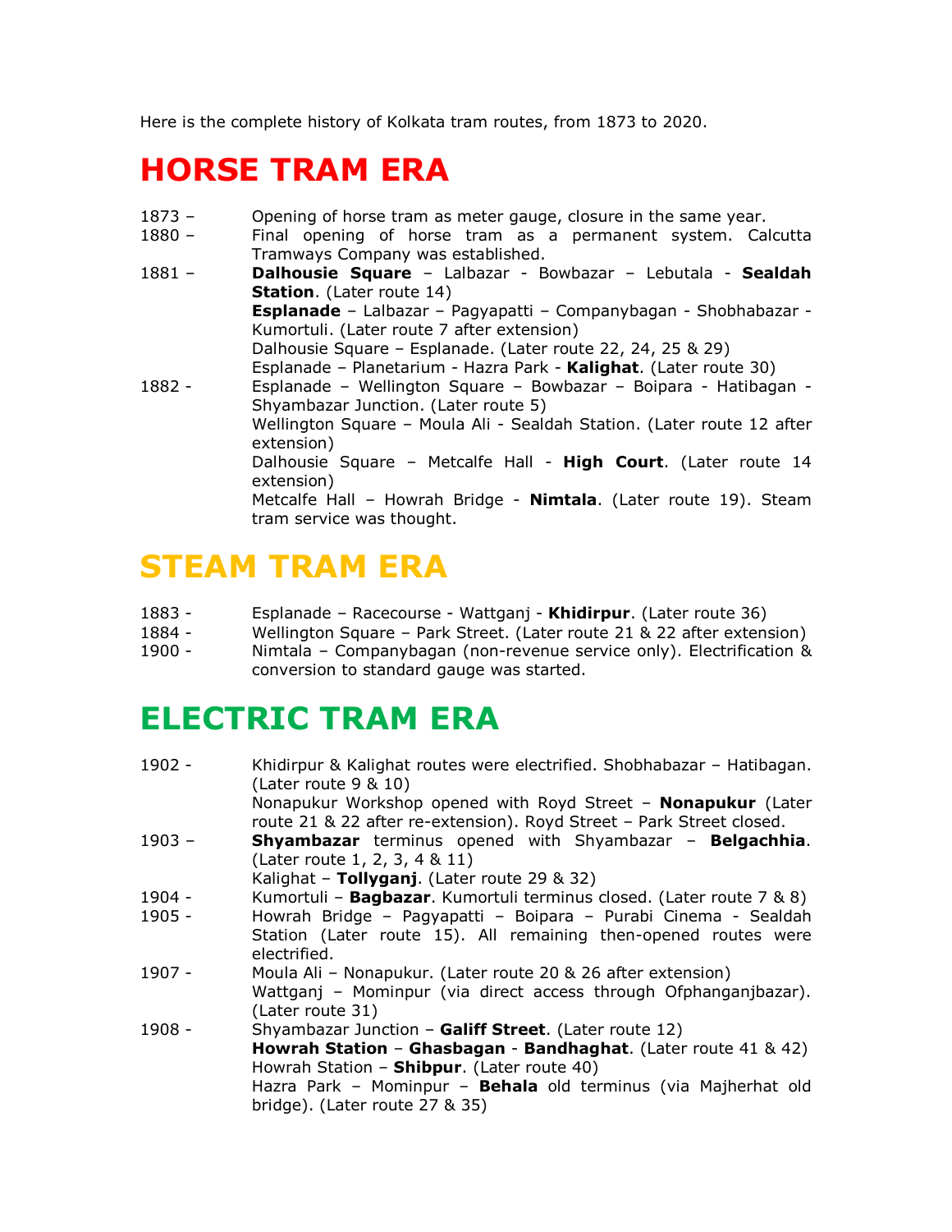Here is the complete history of Kolkata tram routes, from 1873 to 2020.

# HORSE TRAM ERA

1873 – Opening of horse tram as meter gauge, closure in the same year.

1880 – Final opening of horse tram as a permanent system. Calcutta Tramways Company was established.

1881 – **Dalhousie Square** – Lalbazar - Bowbazar – Lebutala - **Sealdah Station**. (Later route 14)
**Esplanade** – Lalbazar – Pagyapatti – Companybagan - Shobhabazar - Kumortuli. (Later route 7 after extension)
Dalhousie Square – Esplanade. (Later route 22, 24, 25 & 29)
Esplanade – Planetarium - Hazra Park - **Kalighat**. (Later route 30)

1882 - Esplanade – Wellington Square – Bowbazar – Boipara - Hatibagan - Shyambazar Junction. (Later route 5)
Wellington Square – Moula Ali - Sealdah Station. (Later route 12 after extension)
Dalhousie Square – Metcalfe Hall - **High Court**. (Later route 14 extension)
Metcalfe Hall – Howrah Bridge - **Nimtala**. (Later route 19). Steam tram service was thought.

# STEAM TRAM ERA

1883 - Esplanade – Racecourse - Wattganj - **Khidirpur**. (Later route 36)

1884 - Wellington Square – Park Street. (Later route 21 & 22 after extension)

1900 - Nimtala – Companybagan (non-revenue service only). Electrification & conversion to standard gauge was started.

# ELECTRIC TRAM ERA

1902 - Khidirpur & Kalighat routes were electrified. Shobhabazar – Hatibagan. (Later route 9 & 10)
Nonapukur Workshop opened with Royd Street – **Nonapukur** (Later route 21 & 22 after re-extension). Royd Street – Park Street closed.

1903 – **Shyambazar** terminus opened with Shyambazar – **Belgachhia**. (Later route 1, 2, 3, 4 & 11)
Kalighat – **Tollyganj**. (Later route 29 & 32)

1904 - Kumortuli – **Bagbazar**. Kumortuli terminus closed. (Later route 7 & 8)

1905 - Howrah Bridge – Pagyapatti – Boipara – Purabi Cinema - Sealdah Station (Later route 15). All remaining then-opened routes were electrified.

1907 - Moula Ali – Nonapukur. (Later route 20 & 26 after extension)
Wattganj – Mominpur (via direct access through Ofphanganjbazar). (Later route 31)

1908 - Shyambazar Junction – **Galiff Street**. (Later route 12)
**Howrah Station** – **Ghasbagan** - **Bandhaghat**. (Later route 41 & 42)
Howrah Station – **Shibpur**. (Later route 40)
Hazra Park – Mominpur – **Behala** old terminus (via Majherhat old bridge). (Later route 27 & 35)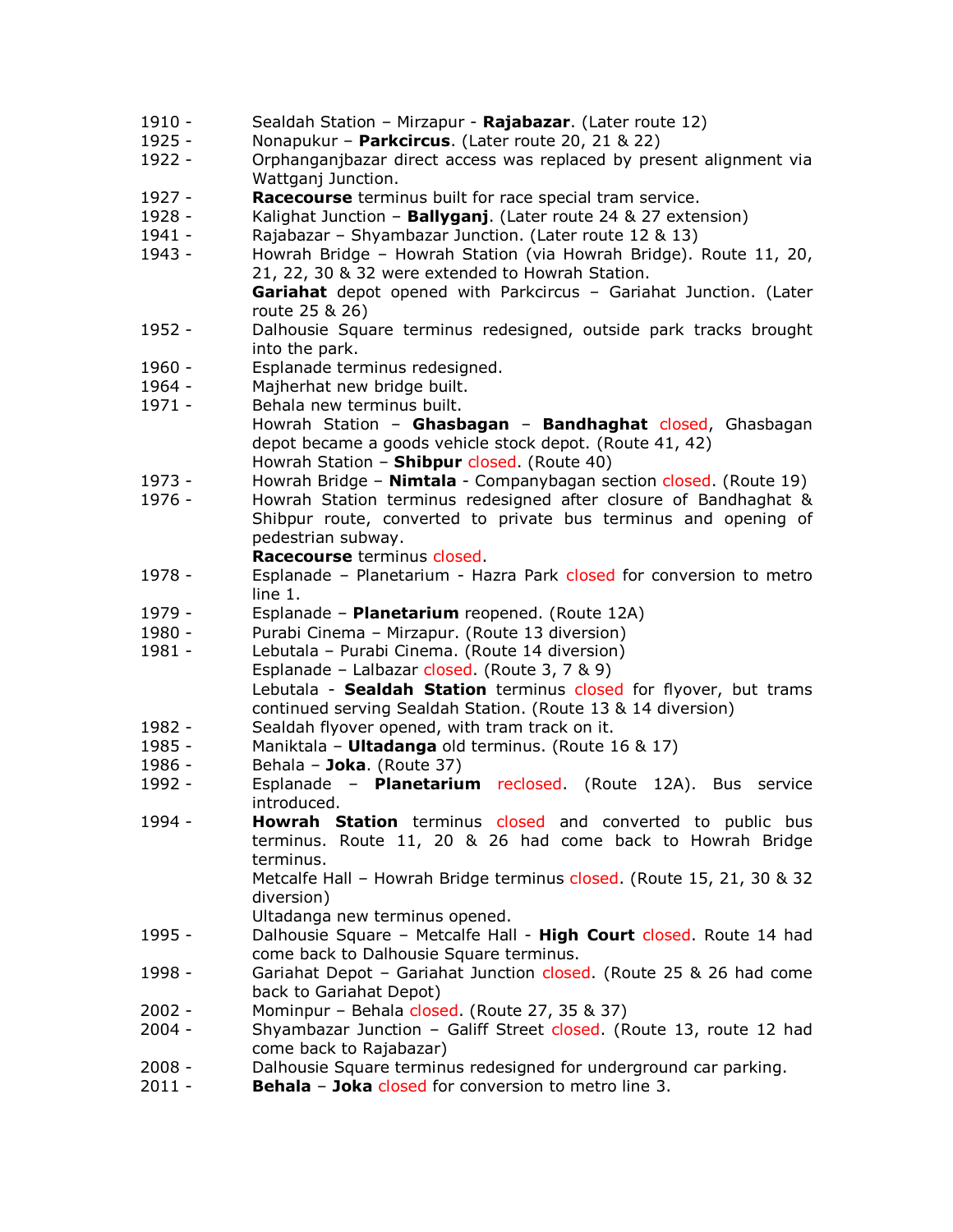1910 - Sealdah Station – Mirzapur - **Rajabazar**. (Later route 12)

1925 - Nonapukur – **Parkcircus**. (Later route 20, 21 & 22)

1922 - Orphanganjbazar direct access was replaced by present alignment via Wattganj Junction.

1927 - **Racecourse** terminus built for race special tram service.

1928 - Kalighat Junction – **Ballyganj**. (Later route 24 & 27 extension)

1941 - Rajabazar – Shyambazar Junction. (Later route 12 & 13)

1943 - Howrah Bridge – Howrah Station (via Howrah Bridge). Route 11, 20, 21, 22, 30 & 32 were extended to Howrah Station.
**Gariahat** depot opened with Parkcircus – Gariahat Junction. (Later route 25 & 26)

1952 - Dalhousie Square terminus redesigned, outside park tracks brought into the park.

1960 - Esplanade terminus redesigned.

1964 - Majherhat new bridge built.

1971 - Behala new terminus built.
Howrah Station – **Ghasbagan** – **Bandhaghat** closed, Ghasbagan depot became a goods vehicle stock depot. (Route 41, 42)
Howrah Station – **Shibpur** closed. (Route 40)

1973 - Howrah Bridge – **Nimtala** - Companybagan section closed. (Route 19)

1976 - Howrah Station terminus redesigned after closure of Bandhaghat & Shibpur route, converted to private bus terminus and opening of pedestrian subway.
**Racecourse** terminus closed.

1978 - Esplanade – Planetarium - Hazra Park closed for conversion to metro line 1.

1979 - Esplanade – **Planetarium** reopened. (Route 12A)

1980 - Purabi Cinema – Mirzapur. (Route 13 diversion)

1981 - Lebutala – Purabi Cinema. (Route 14 diversion)
Esplanade – Lalbazar closed. (Route 3, 7 & 9)
Lebutala - **Sealdah Station** terminus closed for flyover, but trams continued serving Sealdah Station. (Route 13 & 14 diversion)

1982 - Sealdah flyover opened, with tram track on it.

1985 - Maniktala – **Ultadanga** old terminus. (Route 16 & 17)

1986 - Behala – **Joka**. (Route 37)

1992 - Esplanade – **Planetarium** reclosed. (Route 12A). Bus service introduced.

1994 - **Howrah Station** terminus closed and converted to public bus terminus. Route 11, 20 & 26 had come back to Howrah Bridge terminus.
Metcalfe Hall – Howrah Bridge terminus closed. (Route 15, 21, 30 & 32 diversion)
Ultadanga new terminus opened.

1995 - Dalhousie Square – Metcalfe Hall - **High Court** closed. Route 14 had come back to Dalhousie Square terminus.

1998 - Gariahat Depot – Gariahat Junction closed. (Route 25 & 26 had come back to Gariahat Depot)

2002 - Mominpur – Behala closed. (Route 27, 35 & 37)

2004 - Shyambazar Junction – Galiff Street closed. (Route 13, route 12 had come back to Rajabazar)

2008 - Dalhousie Square terminus redesigned for underground car parking.

2011 - **Behala** – **Joka** closed for conversion to metro line 3.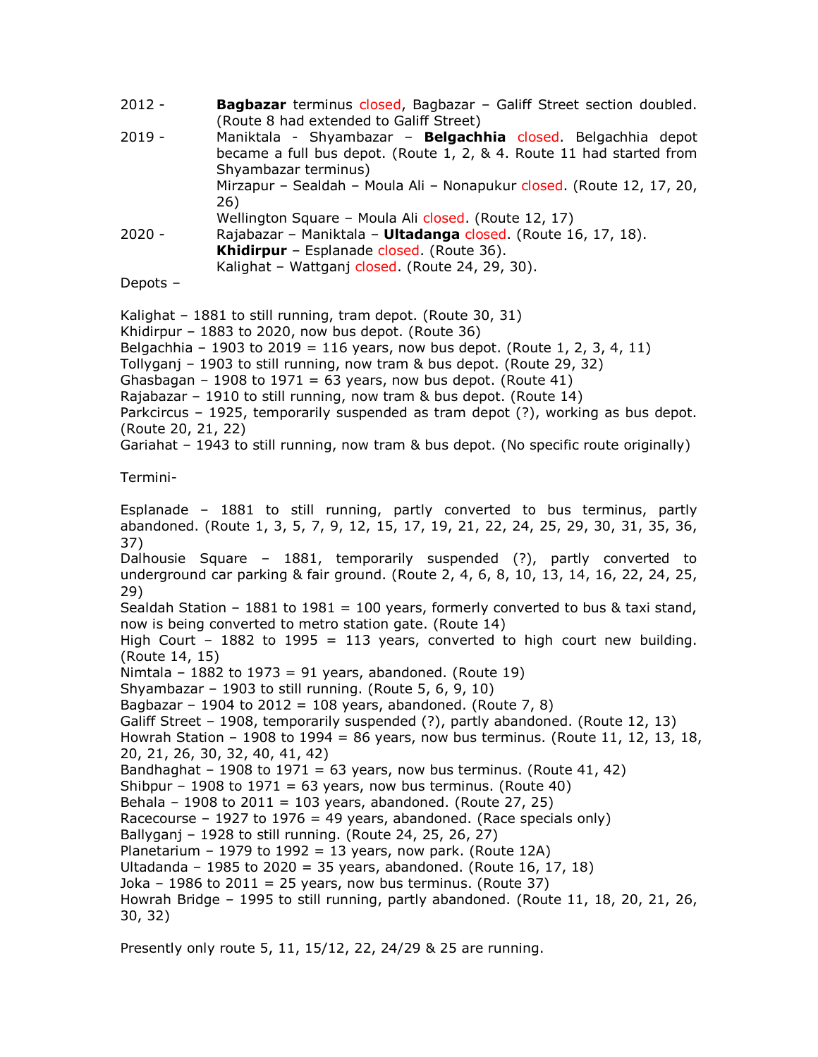2012 - **Bagbazar** terminus closed, Bagbazar – Galiff Street section doubled. (Route 8 had extended to Galiff Street)

2019 - Maniktala - Shyambazar – **Belgachhia** closed. Belgachhia depot became a full bus depot. (Route 1, 2, & 4. Route 11 had started from Shyambazar terminus)
Mirzapur – Sealdah – Moula Ali – Nonapukur closed. (Route 12, 17, 20, 26)
Wellington Square – Moula Ali closed. (Route 12, 17)

2020 - Rajabazar – Maniktala – **Ultadanga** closed. (Route 16, 17, 18).
**Khidirpur** – Esplanade closed. (Route 36).
Kalighat – Wattganj closed. (Route 24, 29, 30).

Depots –

Kalighat – 1881 to still running, tram depot. (Route 30, 31)
Khidirpur – 1883 to 2020, now bus depot. (Route 36)
Belgachhia – 1903 to 2019 = 116 years, now bus depot. (Route 1, 2, 3, 4, 11)
Tollyganj – 1903 to still running, now tram & bus depot. (Route 29, 32)
Ghasbagan – 1908 to 1971 = 63 years, now bus depot. (Route 41)
Rajabazar – 1910 to still running, now tram & bus depot. (Route 14)
Parkcircus – 1925, temporarily suspended as tram depot (?), working as bus depot. (Route 20, 21, 22)
Gariahat – 1943 to still running, now tram & bus depot. (No specific route originally)

Termini-

Esplanade – 1881 to still running, partly converted to bus terminus, partly abandoned. (Route 1, 3, 5, 7, 9, 12, 15, 17, 19, 21, 22, 24, 25, 29, 30, 31, 35, 36, 37)
Dalhousie Square – 1881, temporarily suspended (?), partly converted to underground car parking & fair ground. (Route 2, 4, 6, 8, 10, 13, 14, 16, 22, 24, 25, 29)
Sealdah Station – 1881 to 1981 = 100 years, formerly converted to bus & taxi stand, now is being converted to metro station gate. (Route 14)
High Court – 1882 to 1995 = 113 years, converted to high court new building. (Route 14, 15)
Nimtala – 1882 to 1973 = 91 years, abandoned. (Route 19)
Shyambazar – 1903 to still running. (Route 5, 6, 9, 10)
Bagbazar – 1904 to 2012 = 108 years, abandoned. (Route 7, 8)
Galiff Street – 1908, temporarily suspended (?), partly abandoned. (Route 12, 13)
Howrah Station – 1908 to 1994 = 86 years, now bus terminus. (Route 11, 12, 13, 18, 20, 21, 26, 30, 32, 40, 41, 42)
Bandhaghat – 1908 to 1971 = 63 years, now bus terminus. (Route 41, 42)
Shibpur – 1908 to 1971 = 63 years, now bus terminus. (Route 40)
Behala – 1908 to 2011 = 103 years, abandoned. (Route 27, 25)
Racecourse – 1927 to 1976 = 49 years, abandoned. (Race specials only)
Ballyganj – 1928 to still running. (Route 24, 25, 26, 27)
Planetarium – 1979 to 1992 = 13 years, now park. (Route 12A)
Ultadanda – 1985 to 2020 = 35 years, abandoned. (Route 16, 17, 18)
Joka – 1986 to 2011 = 25 years, now bus terminus. (Route 37)
Howrah Bridge – 1995 to still running, partly abandoned. (Route 11, 18, 20, 21, 26, 30, 32)

Presently only route 5, 11, 15/12, 22, 24/29 & 25 are running.